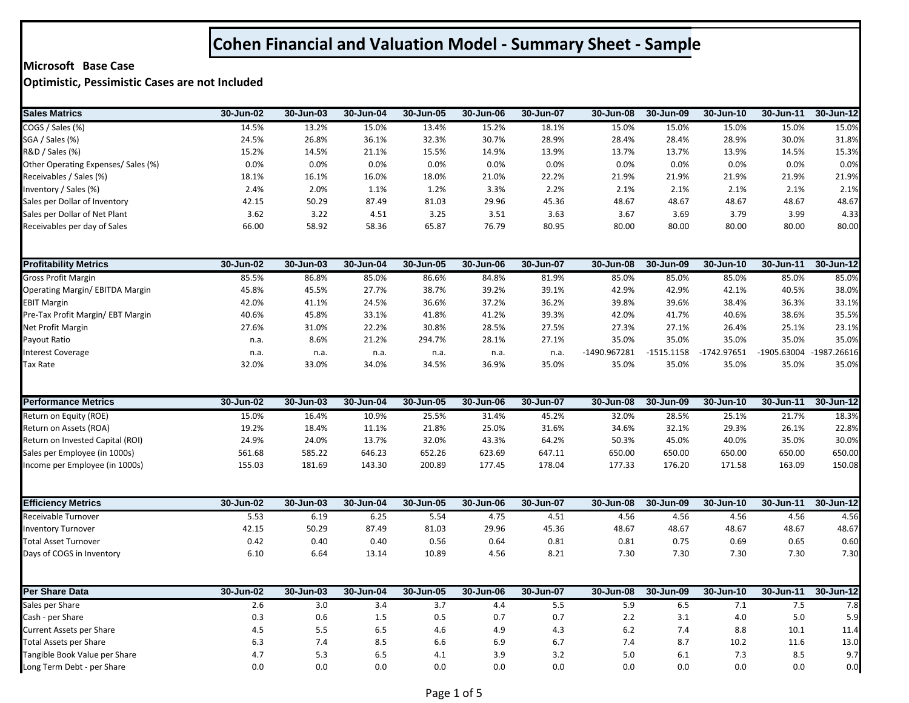# Cohen Financial and Valuation Model - Summary Sheet - Sample

**Microsoft Base Case**

**Optimistic, Pessimistic Cases are not Included**

| Sales Matrics | 30-Jun-02 | 30-Jun-03 | 30-Jun-04 | 30-Jun-05 | 30-Jun-06 | 30-Jun-07 | 30-Jun-08 | 30-Jun-09 | 30-Jun-10 | 30-Jun-11 | 30-Jun-12 |
|---|---|---|---|---|---|---|---|---|---|---|---|
| COGS / Sales (%) | 14.5% | 13.2% | 15.0% | 13.4% | 15.2% | 18.1% | 15.0% | 15.0% | 15.0% | 15.0% | 15.0% |
| SGA / Sales (%) | 24.5% | 26.8% | 36.1% | 32.3% | 30.7% | 28.9% | 28.4% | 28.4% | 28.9% | 30.0% | 31.8% |
| R&D / Sales (%) | 15.2% | 14.5% | 21.1% | 15.5% | 14.9% | 13.9% | 13.7% | 13.7% | 13.9% | 14.5% | 15.3% |
| Other Operating Expenses/ Sales (%) | 0.0% | 0.0% | 0.0% | 0.0% | 0.0% | 0.0% | 0.0% | 0.0% | 0.0% | 0.0% | 0.0% |
| Receivables / Sales (%) | 18.1% | 16.1% | 16.0% | 18.0% | 21.0% | 22.2% | 21.9% | 21.9% | 21.9% | 21.9% | 21.9% |
| Inventory / Sales (%) | 2.4% | 2.0% | 1.1% | 1.2% | 3.3% | 2.2% | 2.1% | 2.1% | 2.1% | 2.1% | 2.1% |
| Sales per Dollar of Inventory | 42.15 | 50.29 | 87.49 | 81.03 | 29.96 | 45.36 | 48.67 | 48.67 | 48.67 | 48.67 | 48.67 |
| Sales per Dollar of Net Plant | 3.62 | 3.22 | 4.51 | 3.25 | 3.51 | 3.63 | 3.67 | 3.69 | 3.79 | 3.99 | 4.33 |
| Receivables per day of Sales | 66.00 | 58.92 | 58.36 | 65.87 | 76.79 | 80.95 | 80.00 | 80.00 | 80.00 | 80.00 | 80.00 |

| Profitability Metrics | 30-Jun-02 | 30-Jun-03 | 30-Jun-04 | 30-Jun-05 | 30-Jun-06 | 30-Jun-07 | 30-Jun-08 | 30-Jun-09 | 30-Jun-10 | 30-Jun-11 | 30-Jun-12 |
|---|---|---|---|---|---|---|---|---|---|---|---|
| Gross Profit Margin | 85.5% | 86.8% | 85.0% | 86.6% | 84.8% | 81.9% | 85.0% | 85.0% | 85.0% | 85.0% | 85.0% |
| Operating Margin/ EBITDA Margin | 45.8% | 45.5% | 27.7% | 38.7% | 39.2% | 39.1% | 42.9% | 42.9% | 42.1% | 40.5% | 38.0% |
| EBIT Margin | 42.0% | 41.1% | 24.5% | 36.6% | 37.2% | 36.2% | 39.8% | 39.6% | 38.4% | 36.3% | 33.1% |
| Pre-Tax Profit Margin/ EBT Margin | 40.6% | 45.8% | 33.1% | 41.8% | 41.2% | 39.3% | 42.0% | 41.7% | 40.6% | 38.6% | 35.5% |
| Net Profit Margin | 27.6% | 31.0% | 22.2% | 30.8% | 28.5% | 27.5% | 27.3% | 27.1% | 26.4% | 25.1% | 23.1% |
| Payout Ratio | n.a. | 8.6% | 21.2% | 294.7% | 28.1% | 27.1% | 35.0% | 35.0% | 35.0% | 35.0% | 35.0% |
| Interest Coverage | n.a. | n.a. | n.a. | n.a. | n.a. | n.a. | -1490.967281 | -1515.1158 | -1742.97651 | -1905.63004 | -1987.26616 |
| Tax Rate | 32.0% | 33.0% | 34.0% | 34.5% | 36.9% | 35.0% | 35.0% | 35.0% | 35.0% | 35.0% | 35.0% |

| Performance Metrics | 30-Jun-02 | 30-Jun-03 | 30-Jun-04 | 30-Jun-05 | 30-Jun-06 | 30-Jun-07 | 30-Jun-08 | 30-Jun-09 | 30-Jun-10 | 30-Jun-11 | 30-Jun-12 |
|---|---|---|---|---|---|---|---|---|---|---|---|
| Return on Equity (ROE) | 15.0% | 16.4% | 10.9% | 25.5% | 31.4% | 45.2% | 32.0% | 28.5% | 25.1% | 21.7% | 18.3% |
| Return on Assets (ROA) | 19.2% | 18.4% | 11.1% | 21.8% | 25.0% | 31.6% | 34.6% | 32.1% | 29.3% | 26.1% | 22.8% |
| Return on Invested Capital (ROI) | 24.9% | 24.0% | 13.7% | 32.0% | 43.3% | 64.2% | 50.3% | 45.0% | 40.0% | 35.0% | 30.0% |
| Sales per Employee (in 1000s) | 561.68 | 585.22 | 646.23 | 652.26 | 623.69 | 647.11 | 650.00 | 650.00 | 650.00 | 650.00 | 650.00 |
| Income per Employee (in 1000s) | 155.03 | 181.69 | 143.30 | 200.89 | 177.45 | 178.04 | 177.33 | 176.20 | 171.58 | 163.09 | 150.08 |

| Efficiency Metrics | 30-Jun-02 | 30-Jun-03 | 30-Jun-04 | 30-Jun-05 | 30-Jun-06 | 30-Jun-07 | 30-Jun-08 | 30-Jun-09 | 30-Jun-10 | 30-Jun-11 | 30-Jun-12 |
|---|---|---|---|---|---|---|---|---|---|---|---|
| Receivable Turnover | 5.53 | 6.19 | 6.25 | 5.54 | 4.75 | 4.51 | 4.56 | 4.56 | 4.56 | 4.56 | 4.56 |
| Inventory Turnover | 42.15 | 50.29 | 87.49 | 81.03 | 29.96 | 45.36 | 48.67 | 48.67 | 48.67 | 48.67 | 48.67 |
| Total Asset Turnover | 0.42 | 0.40 | 0.40 | 0.56 | 0.64 | 0.81 | 0.81 | 0.75 | 0.69 | 0.65 | 0.60 |
| Days of COGS in Inventory | 6.10 | 6.64 | 13.14 | 10.89 | 4.56 | 8.21 | 7.30 | 7.30 | 7.30 | 7.30 | 7.30 |

| Per Share Data | 30-Jun-02 | 30-Jun-03 | 30-Jun-04 | 30-Jun-05 | 30-Jun-06 | 30-Jun-07 | 30-Jun-08 | 30-Jun-09 | 30-Jun-10 | 30-Jun-11 | 30-Jun-12 |
|---|---|---|---|---|---|---|---|---|---|---|---|
| Sales per Share | 2.6 | 3.0 | 3.4 | 3.7 | 4.4 | 5.5 | 5.9 | 6.5 | 7.1 | 7.5 | 7.8 |
| Cash - per Share | 0.3 | 0.6 | 1.5 | 0.5 | 0.7 | 0.7 | 2.2 | 3.1 | 4.0 | 5.0 | 5.9 |
| Current Assets per Share | 4.5 | 5.5 | 6.5 | 4.6 | 4.9 | 4.3 | 6.2 | 7.4 | 8.8 | 10.1 | 11.4 |
| Total Assets per Share | 6.3 | 7.4 | 8.5 | 6.6 | 6.9 | 6.7 | 7.4 | 8.7 | 10.2 | 11.6 | 13.0 |
| Tangible Book Value per Share | 4.7 | 5.3 | 6.5 | 4.1 | 3.9 | 3.2 | 5.0 | 6.1 | 7.3 | 8.5 | 9.7 |
| Long Term Debt - per Share | 0.0 | 0.0 | 0.0 | 0.0 | 0.0 | 0.0 | 0.0 | 0.0 | 0.0 | 0.0 | 0.0 |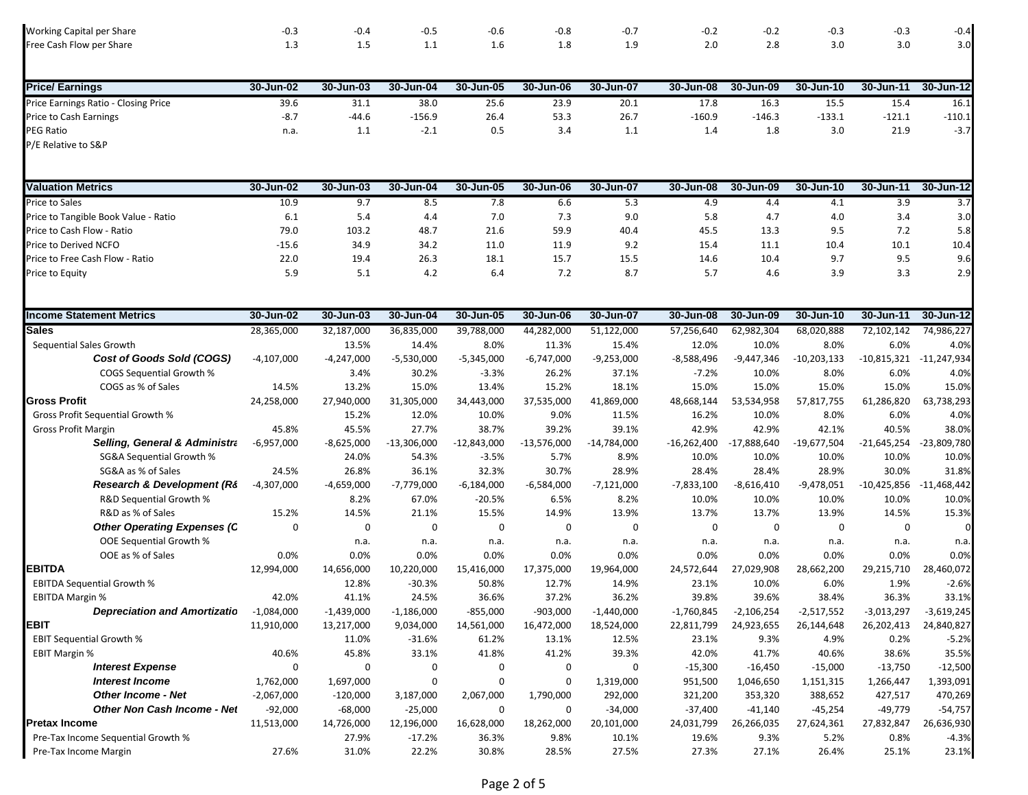| | | | | | | | | | | | |
|---|---|---|---|---|---|---|---|---|---|---|---|
| Working Capital per Share | -0.3 | -0.4 | -0.5 | -0.6 | -0.8 | -0.7 | -0.2 | -0.2 | -0.3 | -0.3 | -0.4 |
| Free Cash Flow per Share | 1.3 | 1.5 | 1.1 | 1.6 | 1.8 | 1.9 | 2.0 | 2.8 | 3.0 | 3.0 | 3.0 |

| **Price/ Earnings** | **30-Jun-02** | **30-Jun-03** | **30-Jun-04** | **30-Jun-05** | **30-Jun-06** | **30-Jun-07** | **30-Jun-08** | **30-Jun-09** | **30-Jun-10** | **30-Jun-11** | **30-Jun-12** |
|---|---|---|---|---|---|---|---|---|---|---|---|
| Price Earnings Ratio - Closing Price | 39.6 | 31.1 | 38.0 | 25.6 | 23.9 | 20.1 | 17.8 | 16.3 | 15.5 | 15.4 | 16.1 |
| Price to Cash Earnings | -8.7 | -44.6 | -156.9 | 26.4 | 53.3 | 26.7 | -160.9 | -146.3 | -133.1 | -121.1 | -110.1 |
| PEG Ratio | n.a. | 1.1 | -2.1 | 0.5 | 3.4 | 1.1 | 1.4 | 1.8 | 3.0 | 21.9 | -3.7 |
| P/E Relative to S&P | | | | | | | | | | | |

| **Valuation Metrics** | **30-Jun-02** | **30-Jun-03** | **30-Jun-04** | **30-Jun-05** | **30-Jun-06** | **30-Jun-07** | **30-Jun-08** | **30-Jun-09** | **30-Jun-10** | **30-Jun-11** | **30-Jun-12** |
|---|---|---|---|---|---|---|---|---|---|---|---|
| Price to Sales | 10.9 | 9.7 | 8.5 | 7.8 | 6.6 | 5.3 | 4.9 | 4.4 | 4.1 | 3.9 | 3.7 |
| Price to Tangible Book Value - Ratio | 6.1 | 5.4 | 4.4 | 7.0 | 7.3 | 9.0 | 5.8 | 4.7 | 4.0 | 3.4 | 3.0 |
| Price to Cash Flow - Ratio | 79.0 | 103.2 | 48.7 | 21.6 | 59.9 | 40.4 | 45.5 | 13.3 | 9.5 | 7.2 | 5.8 |
| Price to Derived NCFO | -15.6 | 34.9 | 34.2 | 11.0 | 11.9 | 9.2 | 15.4 | 11.1 | 10.4 | 10.1 | 10.4 |
| Price to Free Cash Flow - Ratio | 22.0 | 19.4 | 26.3 | 18.1 | 15.7 | 15.5 | 14.6 | 10.4 | 9.7 | 9.5 | 9.6 |
| Price to Equity | 5.9 | 5.1 | 4.2 | 6.4 | 7.2 | 8.7 | 5.7 | 4.6 | 3.9 | 3.3 | 2.9 |

| **Income Statement Metrics** | **30-Jun-02** | **30-Jun-03** | **30-Jun-04** | **30-Jun-05** | **30-Jun-06** | **30-Jun-07** | **30-Jun-08** | **30-Jun-09** | **30-Jun-10** | **30-Jun-11** | **30-Jun-12** |
|---|---|---|---|---|---|---|---|---|---|---|---|
| **Sales** | 28,365,000 | 32,187,000 | 36,835,000 | 39,788,000 | 44,282,000 | 51,122,000 | 57,256,640 | 62,982,304 | 68,020,888 | 72,102,142 | 74,986,227 |
| Sequential Sales Growth | | 13.5% | 14.4% | 8.0% | 11.3% | 15.4% | 12.0% | 10.0% | 8.0% | 6.0% | 4.0% |
| ***Cost of Goods Sold (COGS)*** | -4,107,000 | -4,247,000 | -5,530,000 | -5,345,000 | -6,747,000 | -9,253,000 | -8,588,496 | -9,447,346 | -10,203,133 | -10,815,321 | -11,247,934 |
| COGS Sequential Growth % | | 3.4% | 30.2% | -3.3% | 26.2% | 37.1% | -7.2% | 10.0% | 8.0% | 6.0% | 4.0% |
| COGS as % of Sales | 14.5% | 13.2% | 15.0% | 13.4% | 15.2% | 18.1% | 15.0% | 15.0% | 15.0% | 15.0% | 15.0% |
| **Gross Profit** | 24,258,000 | 27,940,000 | 31,305,000 | 34,443,000 | 37,535,000 | 41,869,000 | 48,668,144 | 53,534,958 | 57,817,755 | 61,286,820 | 63,738,293 |
| Gross Profit Sequential Growth % | | 15.2% | 12.0% | 10.0% | 9.0% | 11.5% | 16.2% | 10.0% | 8.0% | 6.0% | 4.0% |
| Gross Profit Margin | 45.8% | 45.5% | 27.7% | 38.7% | 39.2% | 39.1% | 42.9% | 42.9% | 42.1% | 40.5% | 38.0% |
| ***Selling, General & Administra*** | -6,957,000 | -8,625,000 | -13,306,000 | -12,843,000 | -13,576,000 | -14,784,000 | -16,262,400 | -17,888,640 | -19,677,504 | -21,645,254 | -23,809,780 |
| SG&A Sequential Growth % | | 24.0% | 54.3% | -3.5% | 5.7% | 8.9% | 10.0% | 10.0% | 10.0% | 10.0% | 10.0% |
| SG&A as % of Sales | 24.5% | 26.8% | 36.1% | 32.3% | 30.7% | 28.9% | 28.4% | 28.4% | 28.9% | 30.0% | 31.8% |
| ***Research & Development (R&*** | -4,307,000 | -4,659,000 | -7,779,000 | -6,184,000 | -6,584,000 | -7,121,000 | -7,833,100 | -8,616,410 | -9,478,051 | -10,425,856 | -11,468,442 |
| R&D Sequential Growth % | | 8.2% | 67.0% | -20.5% | 6.5% | 8.2% | 10.0% | 10.0% | 10.0% | 10.0% | 10.0% |
| R&D as % of Sales | 15.2% | 14.5% | 21.1% | 15.5% | 14.9% | 13.9% | 13.7% | 13.7% | 13.9% | 14.5% | 15.3% |
| ***Other Operating Expenses (C*** | 0 | 0 | 0 | 0 | 0 | 0 | 0 | 0 | 0 | 0 | 0 |
| OOE Sequential Growth % | | n.a. | n.a. | n.a. | n.a. | n.a. | n.a. | n.a. | n.a. | n.a. | n.a. |
| OOE as % of Sales | 0.0% | 0.0% | 0.0% | 0.0% | 0.0% | 0.0% | 0.0% | 0.0% | 0.0% | 0.0% | 0.0% |
| **EBITDA** | 12,994,000 | 14,656,000 | 10,220,000 | 15,416,000 | 17,375,000 | 19,964,000 | 24,572,644 | 27,029,908 | 28,662,200 | 29,215,710 | 28,460,072 |
| EBITDA Sequential Growth % | | 12.8% | -30.3% | 50.8% | 12.7% | 14.9% | 23.1% | 10.0% | 6.0% | 1.9% | -2.6% |
| EBITDA Margin % | 42.0% | 41.1% | 24.5% | 36.6% | 37.2% | 36.2% | 39.8% | 39.6% | 38.4% | 36.3% | 33.1% |
| ***Depreciation and Amortizatio*** | -1,084,000 | -1,439,000 | -1,186,000 | -855,000 | -903,000 | -1,440,000 | -1,760,845 | -2,106,254 | -2,517,552 | -3,013,297 | -3,619,245 |
| **EBIT** | 11,910,000 | 13,217,000 | 9,034,000 | 14,561,000 | 16,472,000 | 18,524,000 | 22,811,799 | 24,923,655 | 26,144,648 | 26,202,413 | 24,840,827 |
| EBIT Sequential Growth % | | 11.0% | -31.6% | 61.2% | 13.1% | 12.5% | 23.1% | 9.3% | 4.9% | 0.2% | -5.2% |
| EBIT Margin % | 40.6% | 45.8% | 33.1% | 41.8% | 41.2% | 39.3% | 42.0% | 41.7% | 40.6% | 38.6% | 35.5% |
| ***Interest Expense*** | 0 | 0 | 0 | 0 | 0 | 0 | -15,300 | -16,450 | -15,000 | -13,750 | -12,500 |
| ***Interest Income*** | 1,762,000 | 1,697,000 | 0 | 0 | 0 | 1,319,000 | 951,500 | 1,046,650 | 1,151,315 | 1,266,447 | 1,393,091 |
| ***Other Income - Net*** | -2,067,000 | -120,000 | 3,187,000 | 2,067,000 | 1,790,000 | 292,000 | 321,200 | 353,320 | 388,652 | 427,517 | 470,269 |
| ***Other Non Cash Income - Net*** | -92,000 | -68,000 | -25,000 | 0 | 0 | -34,000 | -37,400 | -41,140 | -45,254 | -49,779 | -54,757 |
| **Pretax Income** | 11,513,000 | 14,726,000 | 12,196,000 | 16,628,000 | 18,262,000 | 20,101,000 | 24,031,799 | 26,266,035 | 27,624,361 | 27,832,847 | 26,636,930 |
| Pre-Tax Income Sequential Growth % | | 27.9% | -17.2% | 36.3% | 9.8% | 10.1% | 19.6% | 9.3% | 5.2% | 0.8% | -4.3% |
| Pre-Tax Income Margin | 27.6% | 31.0% | 22.2% | 30.8% | 28.5% | 27.5% | 27.3% | 27.1% | 26.4% | 25.1% | 23.1% |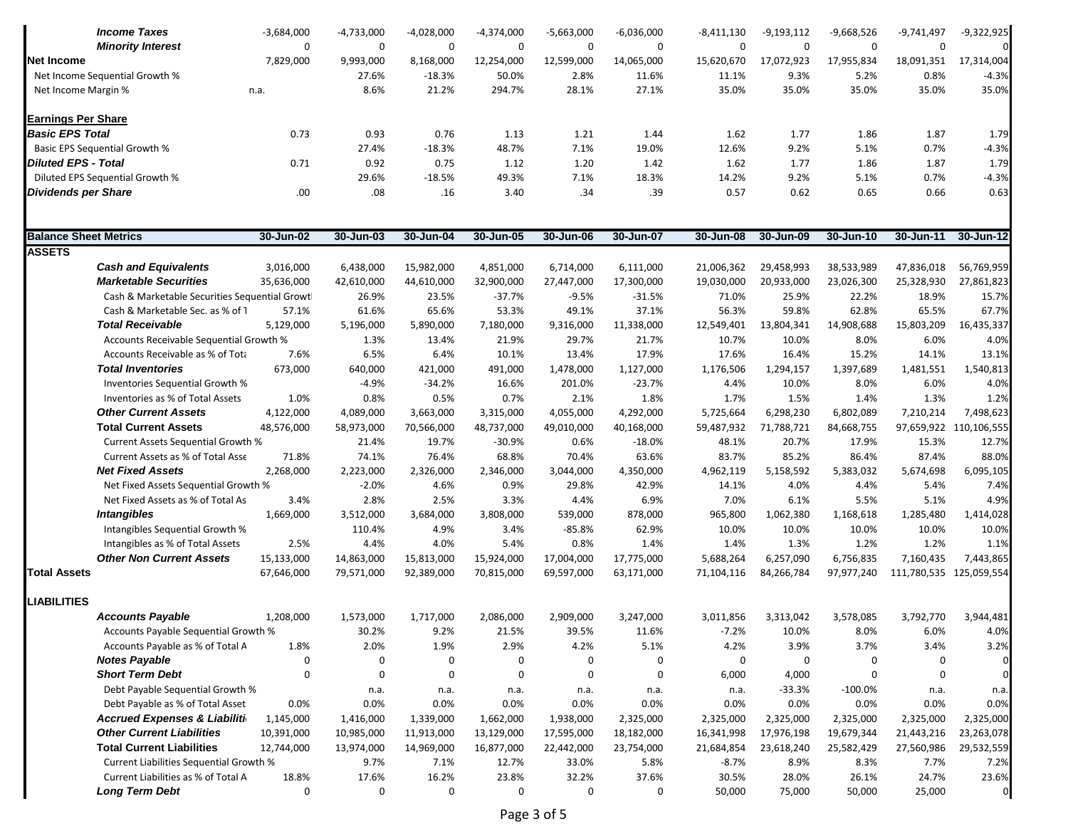| | | | | | | | | | | | |
|---|---|---|---|---|---|---|---|---|---|---|---|
| ***Income Taxes*** | -3,684,000 | -4,733,000 | -4,028,000 | -4,374,000 | -5,663,000 | -6,036,000 | -8,411,130 | -9,193,112 | -9,668,526 | -9,741,497 | -9,322,925 |
| ***Minority Interest*** | 0 | 0 | 0 | 0 | 0 | 0 | 0 | 0 | 0 | 0 | 0 |
| **Net Income** | 7,829,000 | 9,993,000 | 8,168,000 | 12,254,000 | 12,599,000 | 14,065,000 | 15,620,670 | 17,072,923 | 17,955,834 | 18,091,351 | 17,314,004 |
| Net Income Sequential Growth % | | 27.6% | -18.3% | 50.0% | 2.8% | 11.6% | 11.1% | 9.3% | 5.2% | 0.8% | -4.3% |
| Net Income Margin % | n.a. | 8.6% | 21.2% | 294.7% | 28.1% | 27.1% | 35.0% | 35.0% | 35.0% | 35.0% | 35.0% |
| | | | | | | | | | | | |
| **Earnings Per Share** | | | | | | | | | | | |
| ***Basic EPS Total*** | 0.73 | 0.93 | 0.76 | 1.13 | 1.21 | 1.44 | 1.62 | 1.77 | 1.86 | 1.87 | 1.79 |
| Basic EPS Sequential Growth % | | 27.4% | -18.3% | 48.7% | 7.1% | 19.0% | 12.6% | 9.2% | 5.1% | 0.7% | -4.3% |
| ***Diluted EPS - Total*** | 0.71 | 0.92 | 0.75 | 1.12 | 1.20 | 1.42 | 1.62 | 1.77 | 1.86 | 1.87 | 1.79 |
| Diluted EPS Sequential Growth % | | 29.6% | -18.5% | 49.3% | 7.1% | 18.3% | 14.2% | 9.2% | 5.1% | 0.7% | -4.3% |
| ***Dividends per Share*** | .00 | .08 | .16 | 3.40 | .34 | .39 | 0.57 | 0.62 | 0.65 | 0.66 | 0.63 |

| **Balance Sheet Metrics** | **30-Jun-02** | **30-Jun-03** | **30-Jun-04** | **30-Jun-05** | **30-Jun-06** | **30-Jun-07** | **30-Jun-08** | **30-Jun-09** | **30-Jun-10** | **30-Jun-11** | **30-Jun-12** |
|---|---|---|---|---|---|---|---|---|---|---|---|
| **ASSETS** | | | | | | | | | | | |
| ***Cash and Equivalents*** | 3,016,000 | 6,438,000 | 15,982,000 | 4,851,000 | 6,714,000 | 6,111,000 | 21,006,362 | 29,458,993 | 38,533,989 | 47,836,018 | 56,769,959 |
| ***Marketable Securities*** | 35,636,000 | 42,610,000 | 44,610,000 | 32,900,000 | 27,447,000 | 17,300,000 | 19,030,000 | 20,933,000 | 23,026,300 | 25,328,930 | 27,861,823 |
| Cash & Marketable Securities Sequential Growt | | 26.9% | 23.5% | -37.7% | -9.5% | -31.5% | 71.0% | 25.9% | 22.2% | 18.9% | 15.7% |
| Cash & Marketable Sec. as % of T | 57.1% | 61.6% | 65.6% | 53.3% | 49.1% | 37.1% | 56.3% | 59.8% | 62.8% | 65.5% | 67.7% |
| ***Total Receivable*** | 5,129,000 | 5,196,000 | 5,890,000 | 7,180,000 | 9,316,000 | 11,338,000 | 12,549,401 | 13,804,341 | 14,908,688 | 15,803,209 | 16,435,337 |
| Accounts Receivable Sequential Growth % | | 1.3% | 13.4% | 21.9% | 29.7% | 21.7% | 10.7% | 10.0% | 8.0% | 6.0% | 4.0% |
| Accounts Receivable as % of Tota | 7.6% | 6.5% | 6.4% | 10.1% | 13.4% | 17.9% | 17.6% | 16.4% | 15.2% | 14.1% | 13.1% |
| ***Total Inventories*** | 673,000 | 640,000 | 421,000 | 491,000 | 1,478,000 | 1,127,000 | 1,176,506 | 1,294,157 | 1,397,689 | 1,481,551 | 1,540,813 |
| Inventories Sequential Growth % | | -4.9% | -34.2% | 16.6% | 201.0% | -23.7% | 4.4% | 10.0% | 8.0% | 6.0% | 4.0% |
| Inventories as % of Total Assets | 1.0% | 0.8% | 0.5% | 0.7% | 2.1% | 1.8% | 1.7% | 1.5% | 1.4% | 1.3% | 1.2% |
| ***Other Current Assets*** | 4,122,000 | 4,089,000 | 3,663,000 | 3,315,000 | 4,055,000 | 4,292,000 | 5,725,664 | 6,298,230 | 6,802,089 | 7,210,214 | 7,498,623 |
| **Total Current Assets** | 48,576,000 | 58,973,000 | 70,566,000 | 48,737,000 | 49,010,000 | 40,168,000 | 59,487,932 | 71,788,721 | 84,668,755 | 97,659,922 | 110,106,555 |
| Current Assets Sequential Growth % | | 21.4% | 19.7% | -30.9% | 0.6% | -18.0% | 48.1% | 20.7% | 17.9% | 15.3% | 12.7% |
| Current Assets as % of Total Asse | 71.8% | 74.1% | 76.4% | 68.8% | 70.4% | 63.6% | 83.7% | 85.2% | 86.4% | 87.4% | 88.0% |
| ***Net Fixed Assets*** | 2,268,000 | 2,223,000 | 2,326,000 | 2,346,000 | 3,044,000 | 4,350,000 | 4,962,119 | 5,158,592 | 5,383,032 | 5,674,698 | 6,095,105 |
| Net Fixed Assets Sequential Growth % | | -2.0% | 4.6% | 0.9% | 29.8% | 42.9% | 14.1% | 4.0% | 4.4% | 5.4% | 7.4% |
| Net Fixed Assets as % of Total As | 3.4% | 2.8% | 2.5% | 3.3% | 4.4% | 6.9% | 7.0% | 6.1% | 5.5% | 5.1% | 4.9% |
| ***Intangibles*** | 1,669,000 | 3,512,000 | 3,684,000 | 3,808,000 | 539,000 | 878,000 | 965,800 | 1,062,380 | 1,168,618 | 1,285,480 | 1,414,028 |
| Intangibles Sequential Growth % | | 110.4% | 4.9% | 3.4% | -85.8% | 62.9% | 10.0% | 10.0% | 10.0% | 10.0% | 10.0% |
| Intangibles as % of Total Assets | 2.5% | 4.4% | 4.0% | 5.4% | 0.8% | 1.4% | 1.4% | 1.3% | 1.2% | 1.2% | 1.1% |
| ***Other Non Current Assets*** | 15,133,000 | 14,863,000 | 15,813,000 | 15,924,000 | 17,004,000 | 17,775,000 | 5,688,264 | 6,257,090 | 6,756,835 | 7,160,435 | 7,443,865 |
| **Total Assets** | 67,646,000 | 79,571,000 | 92,389,000 | 70,815,000 | 69,597,000 | 63,171,000 | 71,104,116 | 84,266,784 | 97,977,240 | 111,780,535 | 125,059,554 |
| | | | | | | | | | | | |
| **LIABILITIES** | | | | | | | | | | | |
| ***Accounts Payable*** | 1,208,000 | 1,573,000 | 1,717,000 | 2,086,000 | 2,909,000 | 3,247,000 | 3,011,856 | 3,313,042 | 3,578,085 | 3,792,770 | 3,944,481 |
| Accounts Payable Sequential Growth % | | 30.2% | 9.2% | 21.5% | 39.5% | 11.6% | -7.2% | 10.0% | 8.0% | 6.0% | 4.0% |
| Accounts Payable as % of Total A | 1.8% | 2.0% | 1.9% | 2.9% | 4.2% | 5.1% | 4.2% | 3.9% | 3.7% | 3.4% | 3.2% |
| ***Notes Payable*** | 0 | 0 | 0 | 0 | 0 | 0 | 0 | 0 | 0 | 0 | 0 |
| ***Short Term Debt*** | 0 | 0 | 0 | 0 | 0 | 0 | 6,000 | 4,000 | 0 | 0 | 0 |
| Debt Payable Sequential Growth % | | n.a. | n.a. | n.a. | n.a. | n.a. | n.a. | -33.3% | -100.0% | n.a. | n.a. |
| Debt Payable as % of Total Asset | 0.0% | 0.0% | 0.0% | 0.0% | 0.0% | 0.0% | 0.0% | 0.0% | 0.0% | 0.0% | 0.0% |
| ***Accrued Expenses & Liabiliti*** | 1,145,000 | 1,416,000 | 1,339,000 | 1,662,000 | 1,938,000 | 2,325,000 | 2,325,000 | 2,325,000 | 2,325,000 | 2,325,000 | 2,325,000 |
| ***Other Current Liabilities*** | 10,391,000 | 10,985,000 | 11,913,000 | 13,129,000 | 17,595,000 | 18,182,000 | 16,341,998 | 17,976,198 | 19,679,344 | 21,443,216 | 23,263,078 |
| **Total Current Liabilities** | 12,744,000 | 13,974,000 | 14,969,000 | 16,877,000 | 22,442,000 | 23,754,000 | 21,684,854 | 23,618,240 | 25,582,429 | 27,560,986 | 29,532,559 |
| Current Liabilities Sequential Growth % | | 9.7% | 7.1% | 12.7% | 33.0% | 5.8% | -8.7% | 8.9% | 8.3% | 7.7% | 7.2% |
| Current Liabilities as % of Total A | 18.8% | 17.6% | 16.2% | 23.8% | 32.2% | 37.6% | 30.5% | 28.0% | 26.1% | 24.7% | 23.6% |
| ***Long Term Debt*** | 0 | 0 | 0 | 0 | 0 | 0 | 50,000 | 75,000 | 50,000 | 25,000 | 0 |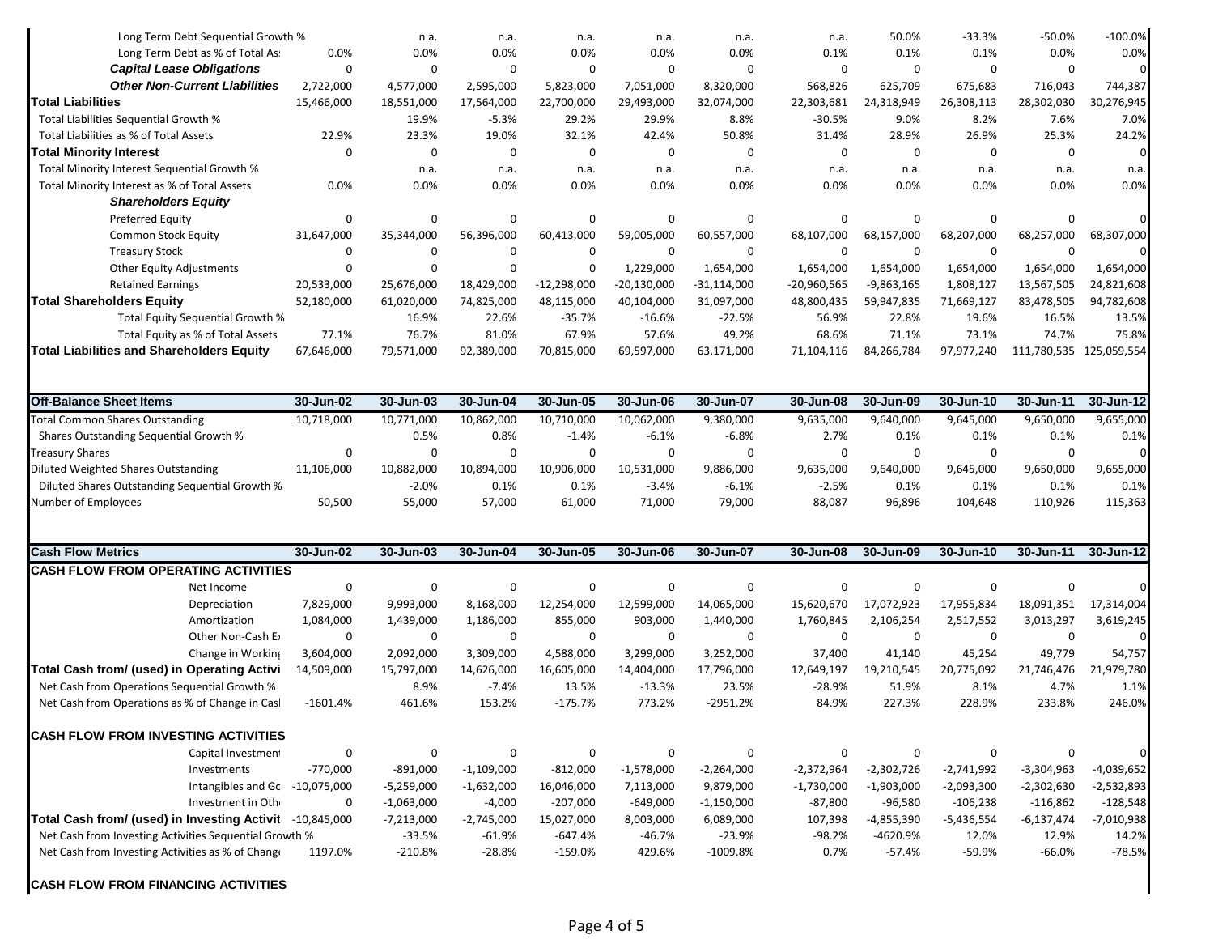| | | | | | | | | | | | |
|---|---|---|---|---|---|---|---|---|---|---|---|
| Long Term Debt Sequential Growth % | | n.a. | n.a. | n.a. | n.a. | n.a. | n.a. | 50.0% | -33.3% | -50.0% | -100.0% |
| Long Term Debt as % of Total As | 0.0% | 0.0% | 0.0% | 0.0% | 0.0% | 0.0% | 0.1% | 0.1% | 0.1% | 0.0% | 0.0% |
| ***Capital Lease Obligations*** | 0 | 0 | 0 | 0 | 0 | 0 | 0 | 0 | 0 | 0 | 0 |
| ***Other Non-Current Liabilities*** | 2,722,000 | 4,577,000 | 2,595,000 | 5,823,000 | 7,051,000 | 8,320,000 | 568,826 | 625,709 | 675,683 | 716,043 | 744,387 |
| **Total Liabilities** | 15,466,000 | 18,551,000 | 17,564,000 | 22,700,000 | 29,493,000 | 32,074,000 | 22,303,681 | 24,318,949 | 26,308,113 | 28,302,030 | 30,276,945 |
| Total Liabilities Sequential Growth % | | 19.9% | -5.3% | 29.2% | 29.9% | 8.8% | -30.5% | 9.0% | 8.2% | 7.6% | 7.0% |
| Total Liabilities as % of Total Assets | 22.9% | 23.3% | 19.0% | 32.1% | 42.4% | 50.8% | 31.4% | 28.9% | 26.9% | 25.3% | 24.2% |
| **Total Minority Interest** | 0 | 0 | 0 | 0 | 0 | 0 | 0 | 0 | 0 | 0 | 0 |
| Total Minority Interest Sequential Growth % | | n.a. | n.a. | n.a. | n.a. | n.a. | n.a. | n.a. | n.a. | n.a. | n.a. |
| Total Minority Interest as % of Total Assets | 0.0% | 0.0% | 0.0% | 0.0% | 0.0% | 0.0% | 0.0% | 0.0% | 0.0% | 0.0% | 0.0% |
| ***Shareholders Equity*** | | | | | | | | | | | |
| Preferred Equity | 0 | 0 | 0 | 0 | 0 | 0 | 0 | 0 | 0 | 0 | 0 |
| Common Stock Equity | 31,647,000 | 35,344,000 | 56,396,000 | 60,413,000 | 59,005,000 | 60,557,000 | 68,107,000 | 68,157,000 | 68,207,000 | 68,257,000 | 68,307,000 |
| Treasury Stock | 0 | 0 | 0 | 0 | 0 | 0 | 0 | 0 | 0 | 0 | 0 |
| Other Equity Adjustments | 0 | 0 | 0 | 0 | 1,229,000 | 1,654,000 | 1,654,000 | 1,654,000 | 1,654,000 | 1,654,000 | 1,654,000 |
| Retained Earnings | 20,533,000 | 25,676,000 | 18,429,000 | -12,298,000 | -20,130,000 | -31,114,000 | -20,960,565 | -9,863,165 | 1,808,127 | 13,567,505 | 24,821,608 |
| **Total Shareholders Equity** | 52,180,000 | 61,020,000 | 74,825,000 | 48,115,000 | 40,104,000 | 31,097,000 | 48,800,435 | 59,947,835 | 71,669,127 | 83,478,505 | 94,782,608 |
| Total Equity Sequential Growth % | | 16.9% | 22.6% | -35.7% | -16.6% | -22.5% | 56.9% | 22.8% | 19.6% | 16.5% | 13.5% |
| Total Equity as % of Total Assets | 77.1% | 76.7% | 81.0% | 67.9% | 57.6% | 49.2% | 68.6% | 71.1% | 73.1% | 74.7% | 75.8% |
| **Total Liabilities and Shareholders Equity** | 67,646,000 | 79,571,000 | 92,389,000 | 70,815,000 | 69,597,000 | 63,171,000 | 71,104,116 | 84,266,784 | 97,977,240 | 111,780,535 | 125,059,554 |

| Off-Balance Sheet Items | 30-Jun-02 | 30-Jun-03 | 30-Jun-04 | 30-Jun-05 | 30-Jun-06 | 30-Jun-07 | 30-Jun-08 | 30-Jun-09 | 30-Jun-10 | 30-Jun-11 | 30-Jun-12 |
|---|---|---|---|---|---|---|---|---|---|---|---|
| Total Common Shares Outstanding | 10,718,000 | 10,771,000 | 10,862,000 | 10,710,000 | 10,062,000 | 9,380,000 | 9,635,000 | 9,640,000 | 9,645,000 | 9,650,000 | 9,655,000 |
| Shares Outstanding Sequential Growth % | | 0.5% | 0.8% | -1.4% | -6.1% | -6.8% | 2.7% | 0.1% | 0.1% | 0.1% | 0.1% |
| Treasury Shares | 0 | 0 | 0 | 0 | 0 | 0 | 0 | 0 | 0 | 0 | 0 |
| Diluted Weighted Shares Outstanding | 11,106,000 | 10,882,000 | 10,894,000 | 10,906,000 | 10,531,000 | 9,886,000 | 9,635,000 | 9,640,000 | 9,645,000 | 9,650,000 | 9,655,000 |
| Diluted Shares Outstanding Sequential Growth % | | -2.0% | 0.1% | 0.1% | -3.4% | -6.1% | -2.5% | 0.1% | 0.1% | 0.1% | 0.1% |
| Number of Employees | 50,500 | 55,000 | 57,000 | 61,000 | 71,000 | 79,000 | 88,087 | 96,896 | 104,648 | 110,926 | 115,363 |

| Cash Flow Metrics | 30-Jun-02 | 30-Jun-03 | 30-Jun-04 | 30-Jun-05 | 30-Jun-06 | 30-Jun-07 | 30-Jun-08 | 30-Jun-09 | 30-Jun-10 | 30-Jun-11 | 30-Jun-12 |
|---|---|---|---|---|---|---|---|---|---|---|---|
| **CASH FLOW FROM OPERATING ACTIVITIES** | | | | | | | | | | | |
| Net Income | 0 | 0 | 0 | 0 | 0 | 0 | 0 | 0 | 0 | 0 | 0 |
| Depreciation | 7,829,000 | 9,993,000 | 8,168,000 | 12,254,000 | 12,599,000 | 14,065,000 | 15,620,670 | 17,072,923 | 17,955,834 | 18,091,351 | 17,314,004 |
| Amortization | 1,084,000 | 1,439,000 | 1,186,000 | 855,000 | 903,000 | 1,440,000 | 1,760,845 | 2,106,254 | 2,517,552 | 3,013,297 | 3,619,245 |
| Other Non-Cash Ex | 0 | 0 | 0 | 0 | 0 | 0 | 0 | 0 | 0 | 0 | 0 |
| Change in Working | 3,604,000 | 2,092,000 | 3,309,000 | 4,588,000 | 3,299,000 | 3,252,000 | 37,400 | 41,140 | 45,254 | 49,779 | 54,757 |
| **Total Cash from/ (used) in Operating Activi** | 14,509,000 | 15,797,000 | 14,626,000 | 16,605,000 | 14,404,000 | 17,796,000 | 12,649,197 | 19,210,545 | 20,775,092 | 21,746,476 | 21,979,780 |
| Net Cash from Operations Sequential Growth % | | 8.9% | -7.4% | 13.5% | -13.3% | 23.5% | -28.9% | 51.9% | 8.1% | 4.7% | 1.1% |
| Net Cash from Operations as % of Change in Casl | -1601.4% | 461.6% | 153.2% | -175.7% | 773.2% | -2951.2% | 84.9% | 227.3% | 228.9% | 233.8% | 246.0% |
| **CASH FLOW FROM INVESTING ACTIVITIES** | | | | | | | | | | | |
| Capital Investment | 0 | 0 | 0 | 0 | 0 | 0 | 0 | 0 | 0 | 0 | 0 |
| Investments | -770,000 | -891,000 | -1,109,000 | -812,000 | -1,578,000 | -2,264,000 | -2,372,964 | -2,302,726 | -2,741,992 | -3,304,963 | -4,039,652 |
| Intangibles and Gc | -10,075,000 | -5,259,000 | -1,632,000 | 16,046,000 | 7,113,000 | 9,879,000 | -1,730,000 | -1,903,000 | -2,093,300 | -2,302,630 | -2,532,893 |
| Investment in Oth | 0 | -1,063,000 | -4,000 | -207,000 | -649,000 | -1,150,000 | -87,800 | -96,580 | -106,238 | -116,862 | -128,548 |
| **Total Cash from/ (used) in Investing Activit** | -10,845,000 | -7,213,000 | -2,745,000 | 15,027,000 | 8,003,000 | 6,089,000 | 107,398 | -4,855,390 | -5,436,554 | -6,137,474 | -7,010,938 |
| Net Cash from Investing Activities Sequential Growth % | | -33.5% | -61.9% | -647.4% | -46.7% | -23.9% | -98.2% | -4620.9% | 12.0% | 12.9% | 14.2% |
| Net Cash from Investing Activities as % of Change | 1197.0% | -210.8% | -28.8% | -159.0% | 429.6% | -1009.8% | 0.7% | -57.4% | -59.9% | -66.0% | -78.5% |
| **CASH FLOW FROM FINANCING ACTIVITIES** | | | | | | | | | | | |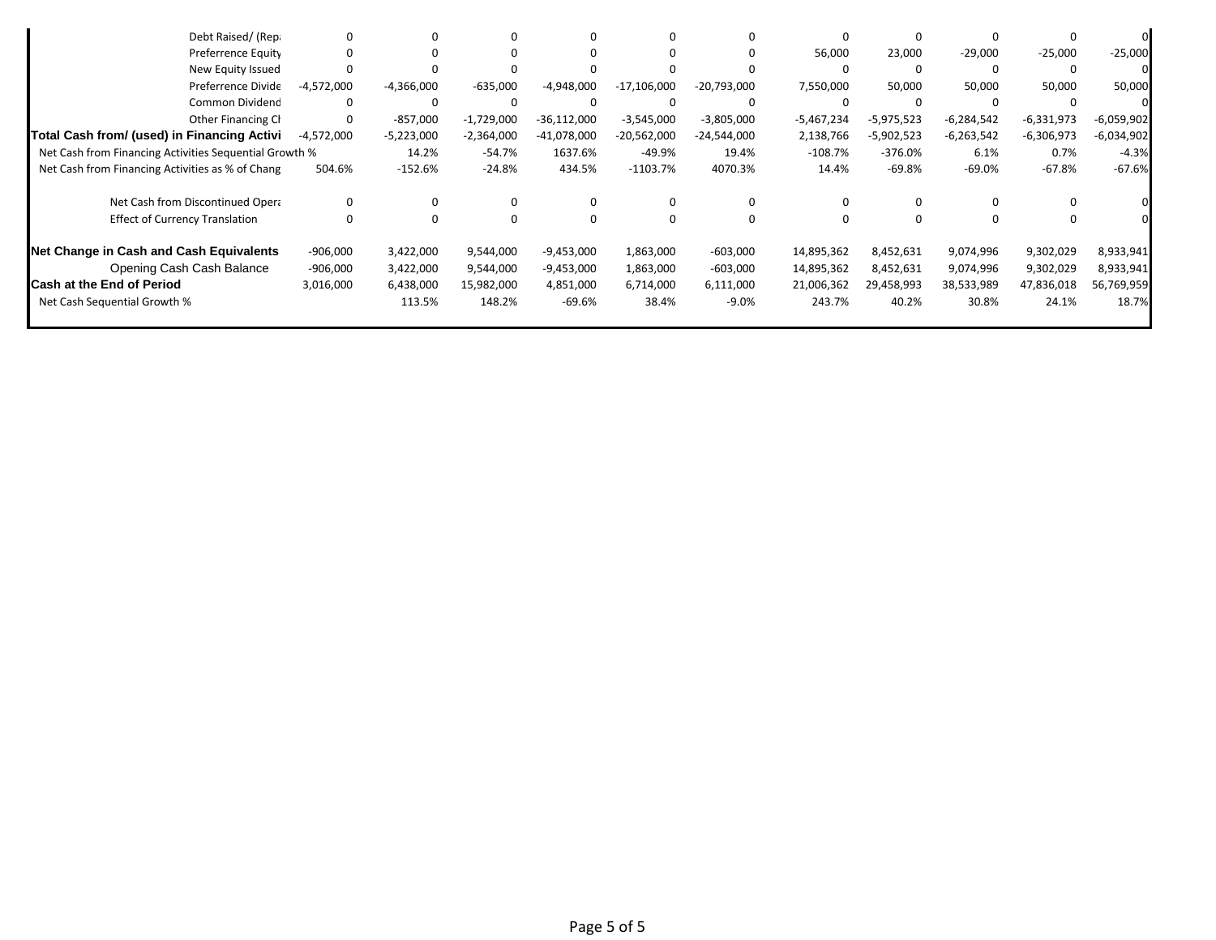| | | | | | | | | | | | |
|---|---|---|---|---|---|---|---|---|---|---|---|
| Debt Raised/ (Rep | 0 | 0 | 0 | 0 | 0 | 0 | 0 | 0 | 0 | 0 | 0 |
| Preferrence Equity | 0 | 0 | 0 | 0 | 0 | 0 | 56,000 | 23,000 | -29,000 | -25,000 | -25,000 |
| New Equity Issued | 0 | 0 | 0 | 0 | 0 | 0 | 0 | 0 | 0 | 0 | 0 |
| Preferrence Divide | -4,572,000 | -4,366,000 | -635,000 | -4,948,000 | -17,106,000 | -20,793,000 | 7,550,000 | 50,000 | 50,000 | 50,000 | 50,000 |
| Common Dividend | 0 | 0 | 0 | 0 | 0 | 0 | 0 | 0 | 0 | 0 | 0 |
| Other Financing Cl | 0 | -857,000 | -1,729,000 | -36,112,000 | -3,545,000 | -3,805,000 | -5,467,234 | -5,975,523 | -6,284,542 | -6,331,973 | -6,059,902 |
| **Total Cash from/ (used) in Financing Activi** | -4,572,000 | -5,223,000 | -2,364,000 | -41,078,000 | -20,562,000 | -24,544,000 | 2,138,766 | -5,902,523 | -6,263,542 | -6,306,973 | -6,034,902 |
| Net Cash from Financing Activities Sequential Growth % | | 14.2% | -54.7% | 1637.6% | -49.9% | 19.4% | -108.7% | -376.0% | 6.1% | 0.7% | -4.3% |
| Net Cash from Financing Activities as % of Chang | 504.6% | -152.6% | -24.8% | 434.5% | -1103.7% | 4070.3% | 14.4% | -69.8% | -69.0% | -67.8% | -67.6% |
| Net Cash from Discontinued Opera | 0 | 0 | 0 | 0 | 0 | 0 | 0 | 0 | 0 | 0 | 0 |
| Effect of Currency Translation | 0 | 0 | 0 | 0 | 0 | 0 | 0 | 0 | 0 | 0 | 0 |
| **Net Change in Cash and Cash Equivalents** | -906,000 | 3,422,000 | 9,544,000 | -9,453,000 | 1,863,000 | -603,000 | 14,895,362 | 8,452,631 | 9,074,996 | 9,302,029 | 8,933,941 |
| Opening Cash Cash Balance | -906,000 | 3,422,000 | 9,544,000 | -9,453,000 | 1,863,000 | -603,000 | 14,895,362 | 8,452,631 | 9,074,996 | 9,302,029 | 8,933,941 |
| **Cash at the End of Period** | 3,016,000 | 6,438,000 | 15,982,000 | 4,851,000 | 6,714,000 | 6,111,000 | 21,006,362 | 29,458,993 | 38,533,989 | 47,836,018 | 56,769,959 |
| Net Cash Sequential Growth % | | 113.5% | 148.2% | -69.6% | 38.4% | -9.0% | 243.7% | 40.2% | 30.8% | 24.1% | 18.7% |